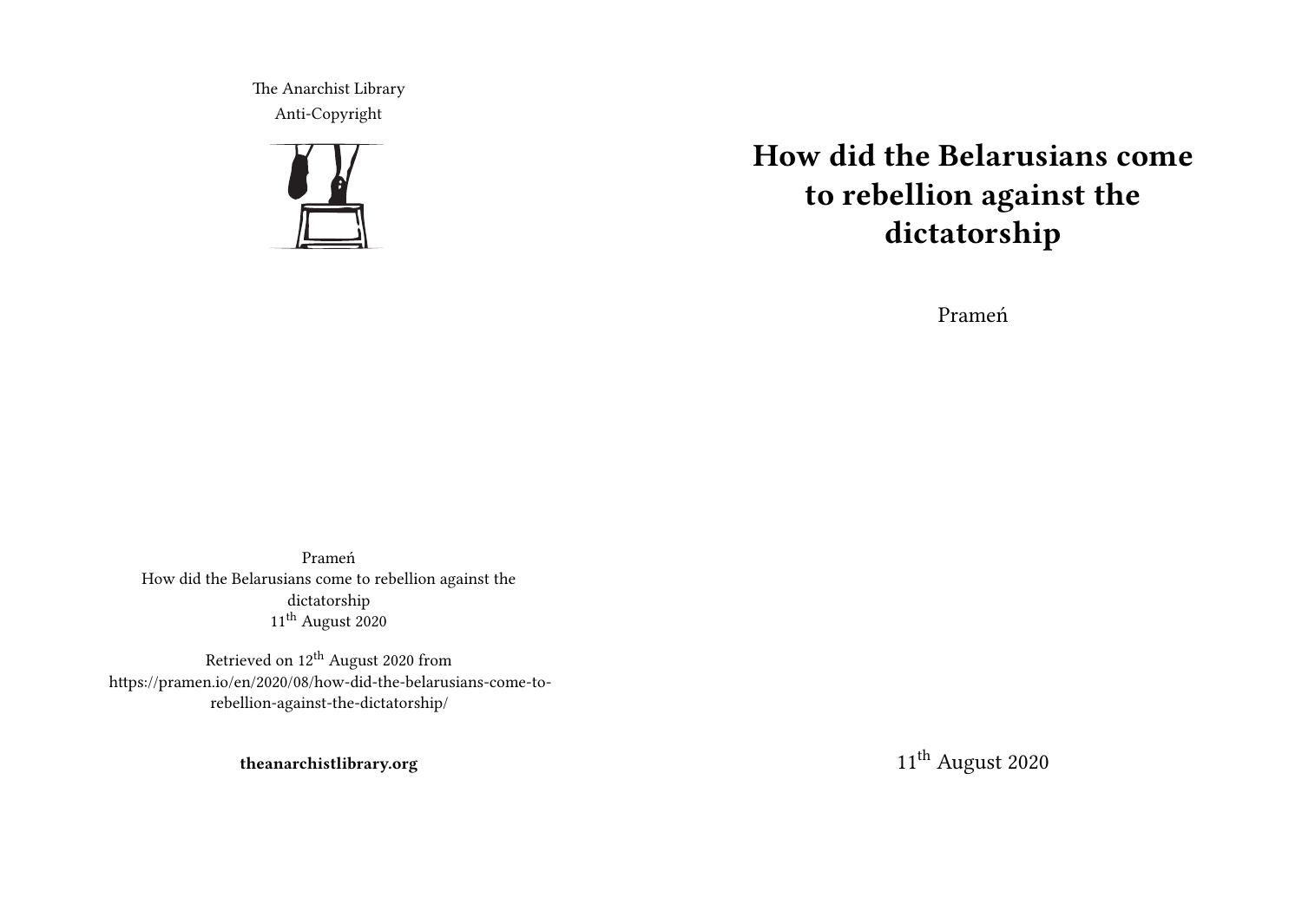The Anarchist Library
Anti-Copyright

Prameń
How did the Belarusians come to rebellion against the dictatorship
11th August 2020

Retrieved on 12th August 2020 from https://pramen.io/en/2020/08/how-did-the-belarusians-come-to-rebellion-against-the-dictatorship/

**theanarchistlibrary.org**

# How did the Belarusians come to rebellion against the dictatorship

Prameń

11th August 2020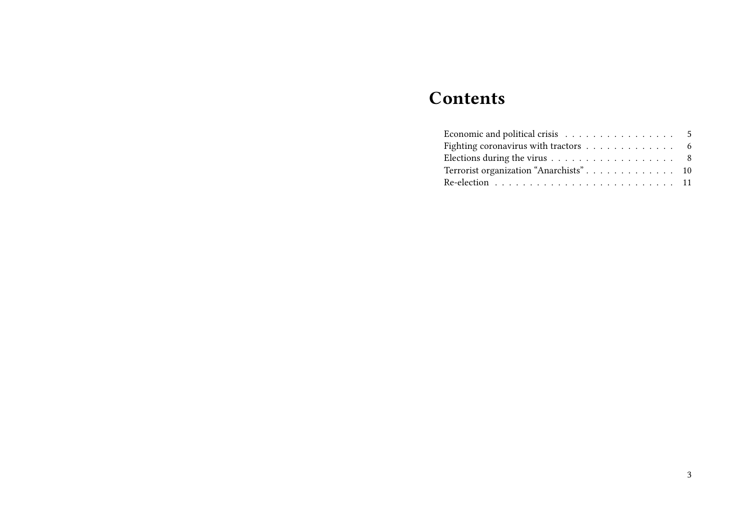# Contents

- Economic and political crisis . . . . . . . . . . . . . . . . 5
- Fighting coronavirus with tractors . . . . . . . . . . . . . 6
- Elections during the virus . . . . . . . . . . . . . . . . . . 8
- Terrorist organization "Anarchists" . . . . . . . . . . . . . 10
- Re-election . . . . . . . . . . . . . . . . . . . . . . . . . . 11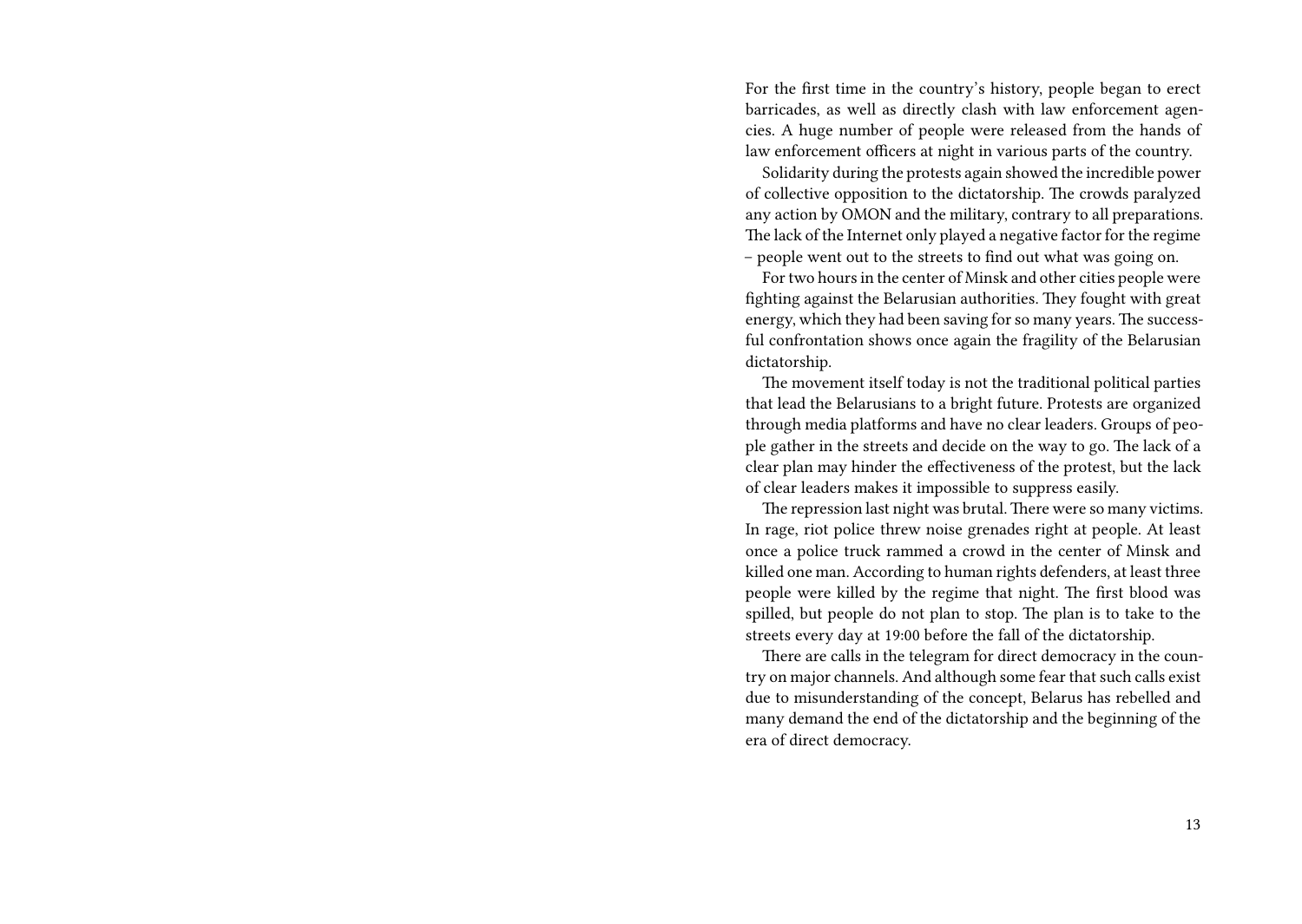For the first time in the country's history, people began to erect barricades, as well as directly clash with law enforcement agencies. A huge number of people were released from the hands of law enforcement officers at night in various parts of the country.

Solidarity during the protests again showed the incredible power of collective opposition to the dictatorship. The crowds paralyzed any action by OMON and the military, contrary to all preparations. The lack of the Internet only played a negative factor for the regime – people went out to the streets to find out what was going on.

For two hours in the center of Minsk and other cities people were fighting against the Belarusian authorities. They fought with great energy, which they had been saving for so many years. The successful confrontation shows once again the fragility of the Belarusian dictatorship.

The movement itself today is not the traditional political parties that lead the Belarusians to a bright future. Protests are organized through media platforms and have no clear leaders. Groups of people gather in the streets and decide on the way to go. The lack of a clear plan may hinder the effectiveness of the protest, but the lack of clear leaders makes it impossible to suppress easily.

The repression last night was brutal. There were so many victims. In rage, riot police threw noise grenades right at people. At least once a police truck rammed a crowd in the center of Minsk and killed one man. According to human rights defenders, at least three people were killed by the regime that night. The first blood was spilled, but people do not plan to stop. The plan is to take to the streets every day at 19:00 before the fall of the dictatorship.

There are calls in the telegram for direct democracy in the country on major channels. And although some fear that such calls exist due to misunderstanding of the concept, Belarus has rebelled and many demand the end of the dictatorship and the beginning of the era of direct democracy.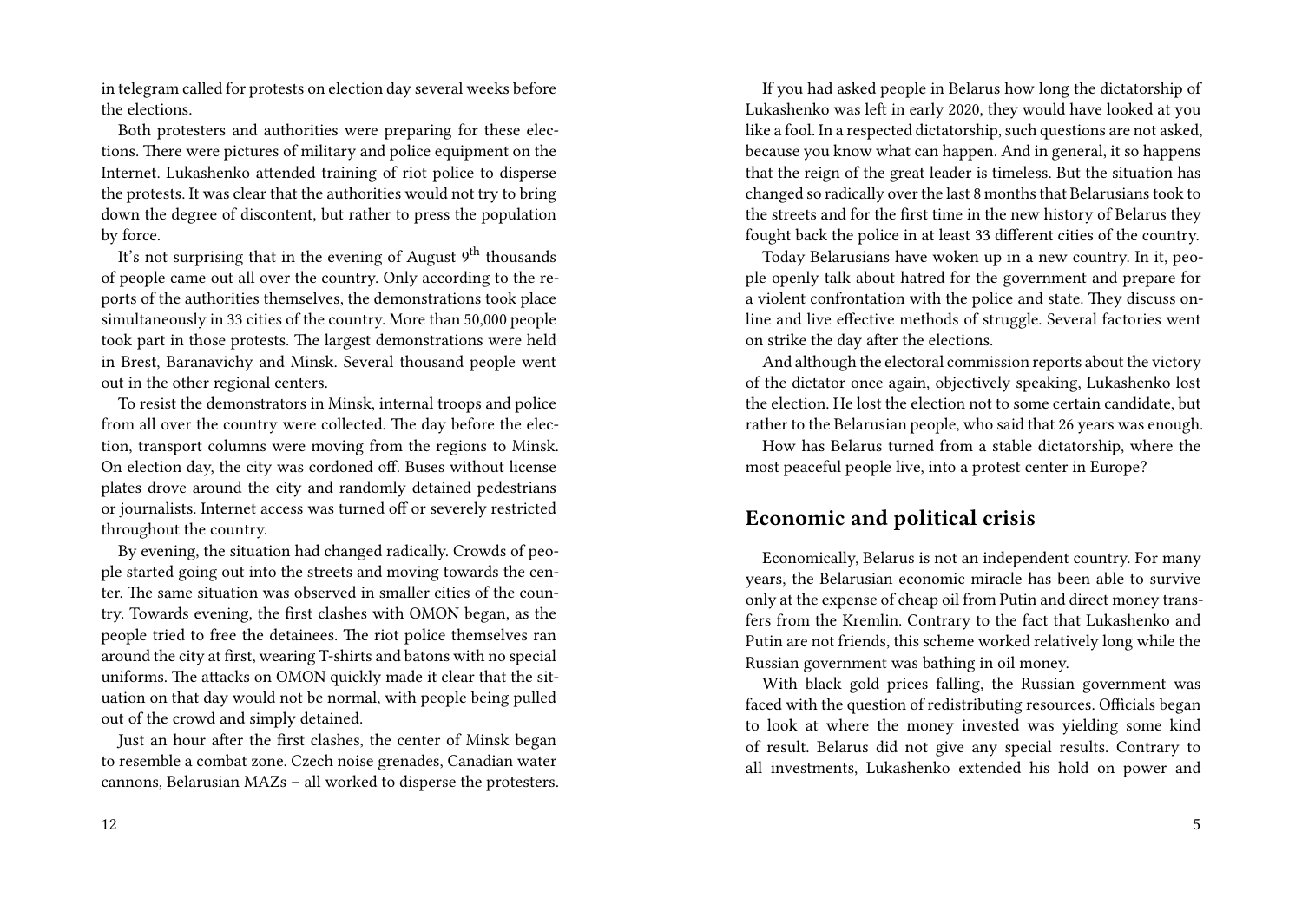in telegram called for protests on election day several weeks before the elections.

Both protesters and authorities were preparing for these elections. There were pictures of military and police equipment on the Internet. Lukashenko attended training of riot police to disperse the protests. It was clear that the authorities would not try to bring down the degree of discontent, but rather to press the population by force.

It's not surprising that in the evening of August 9th thousands of people came out all over the country. Only according to the reports of the authorities themselves, the demonstrations took place simultaneously in 33 cities of the country. More than 50,000 people took part in those protests. The largest demonstrations were held in Brest, Baranavichy and Minsk. Several thousand people went out in the other regional centers.

To resist the demonstrators in Minsk, internal troops and police from all over the country were collected. The day before the election, transport columns were moving from the regions to Minsk. On election day, the city was cordoned off. Buses without license plates drove around the city and randomly detained pedestrians or journalists. Internet access was turned off or severely restricted throughout the country.

By evening, the situation had changed radically. Crowds of people started going out into the streets and moving towards the center. The same situation was observed in smaller cities of the country. Towards evening, the first clashes with OMON began, as the people tried to free the detainees. The riot police themselves ran around the city at first, wearing T-shirts and batons with no special uniforms. The attacks on OMON quickly made it clear that the situation on that day would not be normal, with people being pulled out of the crowd and simply detained.

Just an hour after the first clashes, the center of Minsk began to resemble a combat zone. Czech noise grenades, Canadian water cannons, Belarusian MAZs – all worked to disperse the protesters.

If you had asked people in Belarus how long the dictatorship of Lukashenko was left in early 2020, they would have looked at you like a fool. In a respected dictatorship, such questions are not asked, because you know what can happen. And in general, it so happens that the reign of the great leader is timeless. But the situation has changed so radically over the last 8 months that Belarusians took to the streets and for the first time in the new history of Belarus they fought back the police in at least 33 different cities of the country.

Today Belarusians have woken up in a new country. In it, people openly talk about hatred for the government and prepare for a violent confrontation with the police and state. They discuss online and live effective methods of struggle. Several factories went on strike the day after the elections.

And although the electoral commission reports about the victory of the dictator once again, objectively speaking, Lukashenko lost the election. He lost the election not to some certain candidate, but rather to the Belarusian people, who said that 26 years was enough.

How has Belarus turned from a stable dictatorship, where the most peaceful people live, into a protest center in Europe?

## Economic and political crisis

Economically, Belarus is not an independent country. For many years, the Belarusian economic miracle has been able to survive only at the expense of cheap oil from Putin and direct money transfers from the Kremlin. Contrary to the fact that Lukashenko and Putin are not friends, this scheme worked relatively long while the Russian government was bathing in oil money.

With black gold prices falling, the Russian government was faced with the question of redistributing resources. Officials began to look at where the money invested was yielding some kind of result. Belarus did not give any special results. Contrary to all investments, Lukashenko extended his hold on power and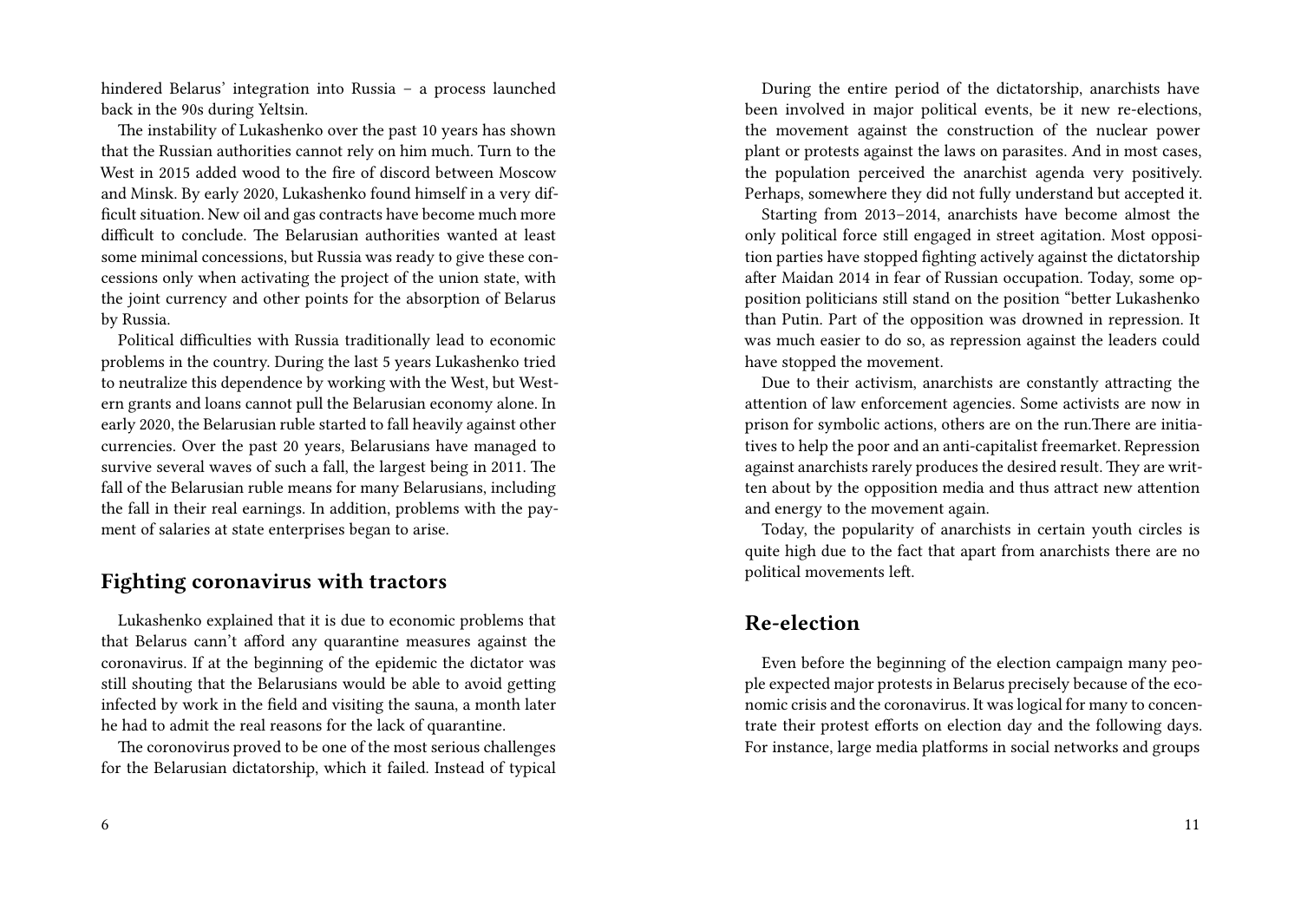hindered Belarus' integration into Russia – a process launched back in the 90s during Yeltsin.

The instability of Lukashenko over the past 10 years has shown that the Russian authorities cannot rely on him much. Turn to the West in 2015 added wood to the fire of discord between Moscow and Minsk. By early 2020, Lukashenko found himself in a very difficult situation. New oil and gas contracts have become much more difficult to conclude. The Belarusian authorities wanted at least some minimal concessions, but Russia was ready to give these concessions only when activating the project of the union state, with the joint currency and other points for the absorption of Belarus by Russia.

Political difficulties with Russia traditionally lead to economic problems in the country. During the last 5 years Lukashenko tried to neutralize this dependence by working with the West, but Western grants and loans cannot pull the Belarusian economy alone. In early 2020, the Belarusian ruble started to fall heavily against other currencies. Over the past 20 years, Belarusians have managed to survive several waves of such a fall, the largest being in 2011. The fall of the Belarusian ruble means for many Belarusians, including the fall in their real earnings. In addition, problems with the payment of salaries at state enterprises began to arise.

## Fighting coronavirus with tractors

Lukashenko explained that it is due to economic problems that that Belarus cann't afford any quarantine measures against the coronavirus. If at the beginning of the epidemic the dictator was still shouting that the Belarusians would be able to avoid getting infected by work in the field and visiting the sauna, a month later he had to admit the real reasons for the lack of quarantine.

The coronovirus proved to be one of the most serious challenges for the Belarusian dictatorship, which it failed. Instead of typical

During the entire period of the dictatorship, anarchists have been involved in major political events, be it new re-elections, the movement against the construction of the nuclear power plant or protests against the laws on parasites. And in most cases, the population perceived the anarchist agenda very positively. Perhaps, somewhere they did not fully understand but accepted it.

Starting from 2013–2014, anarchists have become almost the only political force still engaged in street agitation. Most opposition parties have stopped fighting actively against the dictatorship after Maidan 2014 in fear of Russian occupation. Today, some opposition politicians still stand on the position "better Lukashenko than Putin. Part of the opposition was drowned in repression. It was much easier to do so, as repression against the leaders could have stopped the movement.

Due to their activism, anarchists are constantly attracting the attention of law enforcement agencies. Some activists are now in prison for symbolic actions, others are on the run.There are initiatives to help the poor and an anti-capitalist freemarket. Repression against anarchists rarely produces the desired result. They are written about by the opposition media and thus attract new attention and energy to the movement again.

Today, the popularity of anarchists in certain youth circles is quite high due to the fact that apart from anarchists there are no political movements left.

## Re-election

Even before the beginning of the election campaign many people expected major protests in Belarus precisely because of the economic crisis and the coronavirus. It was logical for many to concentrate their protest efforts on election day and the following days. For instance, large media platforms in social networks and groups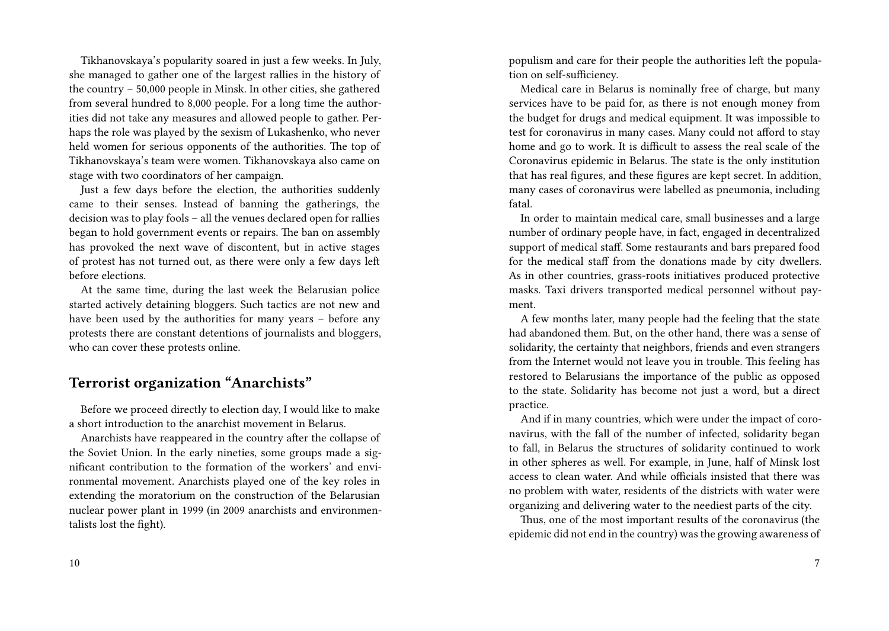Tikhanovskaya's popularity soared in just a few weeks. In July, she managed to gather one of the largest rallies in the history of the country – 50,000 people in Minsk. In other cities, she gathered from several hundred to 8,000 people. For a long time the authorities did not take any measures and allowed people to gather. Perhaps the role was played by the sexism of Lukashenko, who never held women for serious opponents of the authorities. The top of Tikhanovskaya's team were women. Tikhanovskaya also came on stage with two coordinators of her campaign.

Just a few days before the election, the authorities suddenly came to their senses. Instead of banning the gatherings, the decision was to play fools – all the venues declared open for rallies began to hold government events or repairs. The ban on assembly has provoked the next wave of discontent, but in active stages of protest has not turned out, as there were only a few days left before elections.

At the same time, during the last week the Belarusian police started actively detaining bloggers. Such tactics are not new and have been used by the authorities for many years – before any protests there are constant detentions of journalists and bloggers, who can cover these protests online.

## Terrorist organization "Anarchists"

Before we proceed directly to election day, I would like to make a short introduction to the anarchist movement in Belarus.

Anarchists have reappeared in the country after the collapse of the Soviet Union. In the early nineties, some groups made a significant contribution to the formation of the workers' and environmental movement. Anarchists played one of the key roles in extending the moratorium on the construction of the Belarusian nuclear power plant in 1999 (in 2009 anarchists and environmentalists lost the fight).

populism and care for their people the authorities left the population on self-sufficiency.

Medical care in Belarus is nominally free of charge, but many services have to be paid for, as there is not enough money from the budget for drugs and medical equipment. It was impossible to test for coronavirus in many cases. Many could not afford to stay home and go to work. It is difficult to assess the real scale of the Coronavirus epidemic in Belarus. The state is the only institution that has real figures, and these figures are kept secret. In addition, many cases of coronavirus were labelled as pneumonia, including fatal.

In order to maintain medical care, small businesses and a large number of ordinary people have, in fact, engaged in decentralized support of medical staff. Some restaurants and bars prepared food for the medical staff from the donations made by city dwellers. As in other countries, grass-roots initiatives produced protective masks. Taxi drivers transported medical personnel without payment.

A few months later, many people had the feeling that the state had abandoned them. But, on the other hand, there was a sense of solidarity, the certainty that neighbors, friends and even strangers from the Internet would not leave you in trouble. This feeling has restored to Belarusians the importance of the public as opposed to the state. Solidarity has become not just a word, but a direct practice.

And if in many countries, which were under the impact of coronavirus, with the fall of the number of infected, solidarity began to fall, in Belarus the structures of solidarity continued to work in other spheres as well. For example, in June, half of Minsk lost access to clean water. And while officials insisted that there was no problem with water, residents of the districts with water were organizing and delivering water to the neediest parts of the city.

Thus, one of the most important results of the coronavirus (the epidemic did not end in the country) was the growing awareness of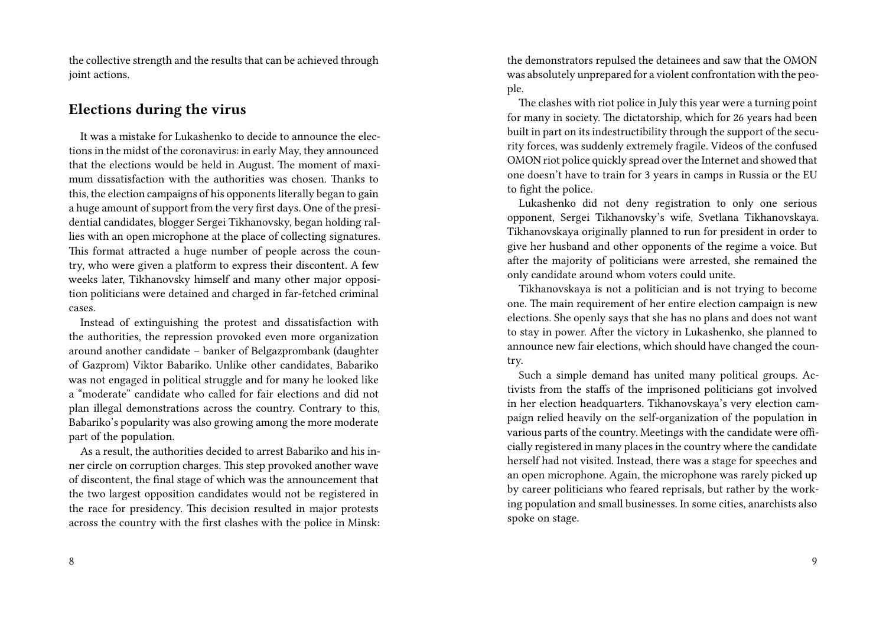the collective strength and the results that can be achieved through joint actions.

## Elections during the virus

It was a mistake for Lukashenko to decide to announce the elections in the midst of the coronavirus: in early May, they announced that the elections would be held in August. The moment of maximum dissatisfaction with the authorities was chosen. Thanks to this, the election campaigns of his opponents literally began to gain a huge amount of support from the very first days. One of the presidential candidates, blogger Sergei Tikhanovsky, began holding rallies with an open microphone at the place of collecting signatures. This format attracted a huge number of people across the country, who were given a platform to express their discontent. A few weeks later, Tikhanovsky himself and many other major opposition politicians were detained and charged in far-fetched criminal cases.

Instead of extinguishing the protest and dissatisfaction with the authorities, the repression provoked even more organization around another candidate – banker of Belgazprombank (daughter of Gazprom) Viktor Babariko. Unlike other candidates, Babariko was not engaged in political struggle and for many he looked like a "moderate" candidate who called for fair elections and did not plan illegal demonstrations across the country. Contrary to this, Babariko's popularity was also growing among the more moderate part of the population.

As a result, the authorities decided to arrest Babariko and his inner circle on corruption charges. This step provoked another wave of discontent, the final stage of which was the announcement that the two largest opposition candidates would not be registered in the race for presidency. This decision resulted in major protests across the country with the first clashes with the police in Minsk: the demonstrators repulsed the detainees and saw that the OMON was absolutely unprepared for a violent confrontation with the people.

The clashes with riot police in July this year were a turning point for many in society. The dictatorship, which for 26 years had been built in part on its indestructibility through the support of the security forces, was suddenly extremely fragile. Videos of the confused OMON riot police quickly spread over the Internet and showed that one doesn't have to train for 3 years in camps in Russia or the EU to fight the police.

Lukashenko did not deny registration to only one serious opponent, Sergei Tikhanovsky's wife, Svetlana Tikhanovskaya. Tikhanovskaya originally planned to run for president in order to give her husband and other opponents of the regime a voice. But after the majority of politicians were arrested, she remained the only candidate around whom voters could unite.

Tikhanovskaya is not a politician and is not trying to become one. The main requirement of her entire election campaign is new elections. She openly says that she has no plans and does not want to stay in power. After the victory in Lukashenko, she planned to announce new fair elections, which should have changed the country.

Such a simple demand has united many political groups. Activists from the staffs of the imprisoned politicians got involved in her election headquarters. Tikhanovskaya's very election campaign relied heavily on the self-organization of the population in various parts of the country. Meetings with the candidate were officially registered in many places in the country where the candidate herself had not visited. Instead, there was a stage for speeches and an open microphone. Again, the microphone was rarely picked up by career politicians who feared reprisals, but rather by the working population and small businesses. In some cities, anarchists also spoke on stage.